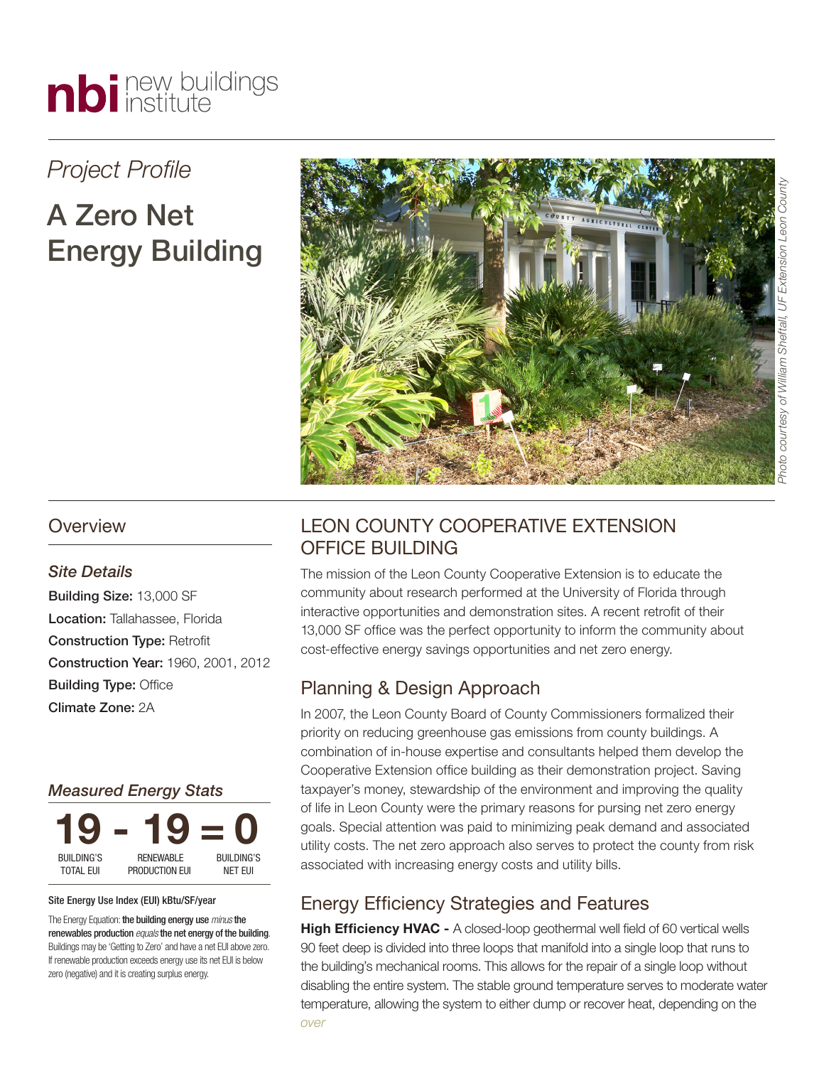nbi new buildings institute

*Project Profile*

# A Zero Net Energy Building

*Photo courtesy of William Sheftall, UF Extension Leon County*

## Overview

### *Site Details*

**Building Size:** 13,000 SF
**Location:** Tallahassee, Florida
**Construction Type:** Retrofit
**Construction Year:** 1960, 2001, 2012
**Building Type:** Office
**Climate Zone:** 2A

### *Measured Energy Stats*

| 19 | - | 19 | = | 0 |
|---|---|---|---|---|
| BUILDING'S TOTAL EUI | | RENEWABLE PRODUCTION EUI | | BUILDING'S NET EUI |

Site Energy Use Index (EUI) kBtu/SF/year

The Energy Equation: **the building energy use** *minus* **the renewables production** *equals* **the net energy of the building**. Buildings may be 'Getting to Zero' and have a net EUI above zero. If renewable production exceeds energy use its net EUI is below zero (negative) and it is creating surplus energy.

## LEON COUNTY COOPERATIVE EXTENSION OFFICE BUILDING

The mission of the Leon County Cooperative Extension is to educate the community about research performed at the University of Florida through interactive opportunities and demonstration sites. A recent retrofit of their 13,000 SF office was the perfect opportunity to inform the community about cost-effective energy savings opportunities and net zero energy.

## Planning & Design Approach

In 2007, the Leon County Board of County Commissioners formalized their priority on reducing greenhouse gas emissions from county buildings. A combination of in-house expertise and consultants helped them develop the Cooperative Extension office building as their demonstration project. Saving taxpayer's money, stewardship of the environment and improving the quality of life in Leon County were the primary reasons for pursing net zero energy goals. Special attention was paid to minimizing peak demand and associated utility costs. The net zero approach also serves to protect the county from risk associated with increasing energy costs and utility bills.

## Energy Efficiency Strategies and Features

**High Efficiency HVAC -** A closed-loop geothermal well field of 60 vertical wells 90 feet deep is divided into three loops that manifold into a single loop that runs to the building's mechanical rooms. This allows for the repair of a single loop without disabling the entire system. The stable ground temperature serves to moderate water temperature, allowing the system to either dump or recover heat, depending on the

*over*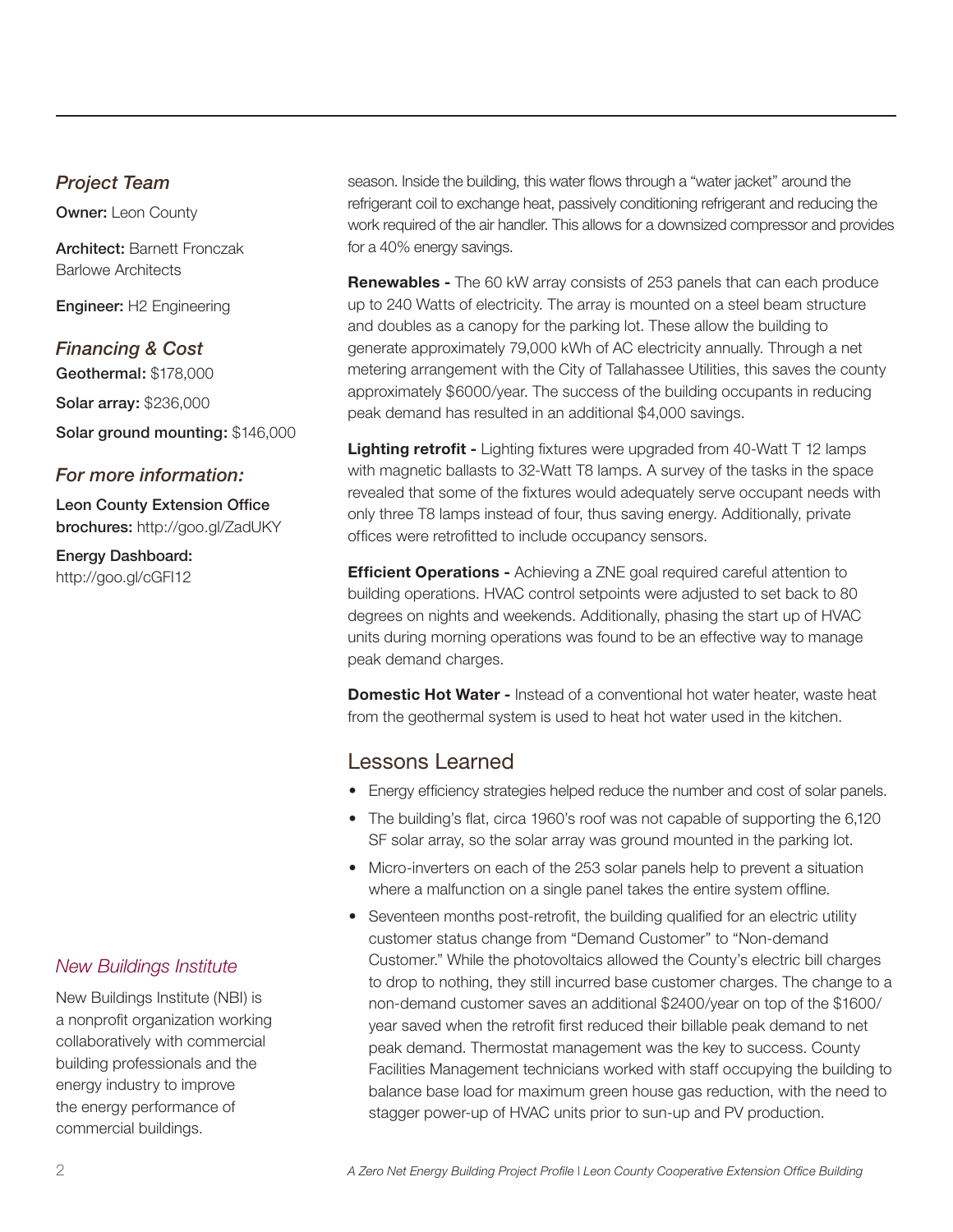### *Project Team*

**Owner:** Leon County

**Architect:** Barnett Fronczak Barlowe Architects

**Engineer:** H2 Engineering

### *Financing & Cost*

**Geothermal:** $178,000

**Solar array:** $236,000

**Solar ground mounting:** $146,000

### *For more information:*

**Leon County Extension Office brochures:** http://goo.gl/ZadUKY

**Energy Dashboard:** http://goo.gl/cGFI12

season. Inside the building, this water flows through a "water jacket" around the refrigerant coil to exchange heat, passively conditioning refrigerant and reducing the work required of the air handler. This allows for a downsized compressor and provides for a 40% energy savings.

**Renewables -** The 60 kW array consists of 253 panels that can each produce up to 240 Watts of electricity. The array is mounted on a steel beam structure and doubles as a canopy for the parking lot. These allow the building to generate approximately 79,000 kWh of AC electricity annually. Through a net metering arrangement with the City of Tallahassee Utilities, this saves the county approximately $6000/year. The success of the building occupants in reducing peak demand has resulted in an additional $4,000 savings.

**Lighting retrofit -** Lighting fixtures were upgraded from 40-Watt T 12 lamps with magnetic ballasts to 32-Watt T8 lamps. A survey of the tasks in the space revealed that some of the fixtures would adequately serve occupant needs with only three T8 lamps instead of four, thus saving energy. Additionally, private offices were retrofitted to include occupancy sensors.

**Efficient Operations -** Achieving a ZNE goal required careful attention to building operations. HVAC control setpoints were adjusted to set back to 80 degrees on nights and weekends. Additionally, phasing the start up of HVAC units during morning operations was found to be an effective way to manage peak demand charges.

**Domestic Hot Water -** Instead of a conventional hot water heater, waste heat from the geothermal system is used to heat hot water used in the kitchen.

## Lessons Learned

- Energy efficiency strategies helped reduce the number and cost of solar panels.
- The building's flat, circa 1960's roof was not capable of supporting the 6,120 SF solar array, so the solar array was ground mounted in the parking lot.
- Micro-inverters on each of the 253 solar panels help to prevent a situation where a malfunction on a single panel takes the entire system offline.
- Seventeen months post-retrofit, the building qualified for an electric utility customer status change from "Demand Customer" to "Non-demand Customer." While the photovoltaics allowed the County's electric bill charges to drop to nothing, they still incurred base customer charges. The change to a non-demand customer saves an additional $2400/year on top of the $1600/year saved when the retrofit first reduced their billable peak demand to net peak demand. Thermostat management was the key to success. County Facilities Management technicians worked with staff occupying the building to balance base load for maximum green house gas reduction, with the need to stagger power-up of HVAC units prior to sun-up and PV production.

### *New Buildings Institute*

New Buildings Institute (NBI) is a nonprofit organization working collaboratively with commercial building professionals and the energy industry to improve the energy performance of commercial buildings.